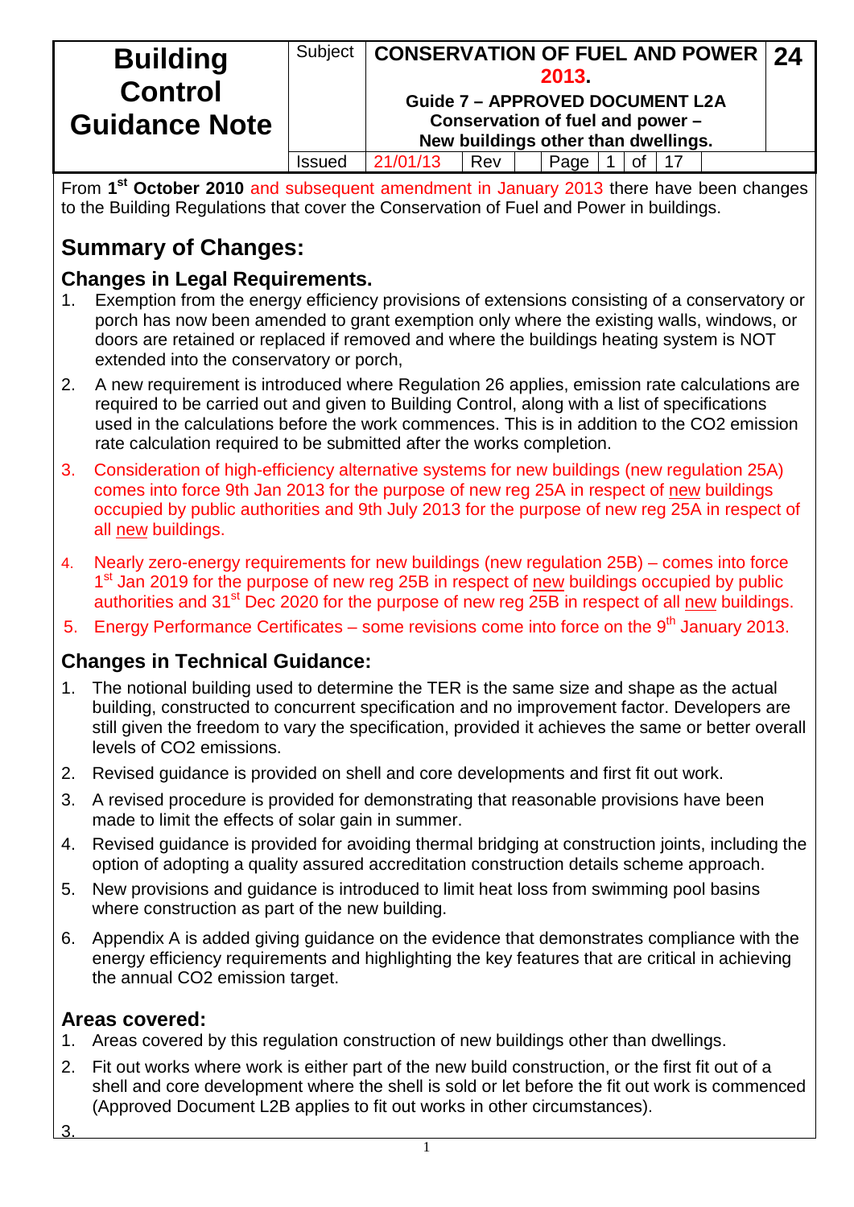| Building Control Guidance Note | Subject | CONSERVATION OF FUEL AND POWER 2013. Guide 7 – APPROVED DOCUMENT L2A Conservation of fuel and power – New buildings other than dwellings. | | | | | | 24 |
|---|---|---|---|---|---|---|---|---|
| | Issued | 21/01/13 | Rev | | Page | 1 | of | 17 |

From 1st **October 2010** and subsequent amendment in January 2013 there have been changes to the Building Regulations that cover the Conservation of Fuel and Power in buildings.

# Summary of Changes:

## Changes in Legal Requirements.

1. Exemption from the energy efficiency provisions of extensions consisting of a conservatory or porch has now been amended to grant exemption only where the existing walls, windows, or doors are retained or replaced if removed and where the buildings heating system is NOT extended into the conservatory or porch,
2. A new requirement is introduced where Regulation 26 applies, emission rate calculations are required to be carried out and given to Building Control, along with a list of specifications used in the calculations before the work commences. This is in addition to the $CO_2$ emission rate calculation required to be submitted after the works completion.
3. Consideration of high-efficiency alternative systems for new buildings (new regulation 25A) comes into force 9th Jan 2013 for the purpose of new reg 25A in respect of new buildings occupied by public authorities and 9th July 2013 for the purpose of new reg 25A in respect of all new buildings.
4. Nearly zero-energy requirements for new buildings (new regulation 25B) – comes into force 1st Jan 2019 for the purpose of new reg 25B in respect of new buildings occupied by public authorities and 31st Dec 2020 for the purpose of new reg 25B in respect of all new buildings.
5. Energy Performance Certificates – some revisions come into force on the 9th January 2013.

## Changes in Technical Guidance:

1. The notional building used to determine the TER is the same size and shape as the actual building, constructed to concurrent specification and no improvement factor. Developers are still given the freedom to vary the specification, provided it achieves the same or better overall levels of $CO_2$ emissions.
2. Revised guidance is provided on shell and core developments and first fit out work.
3. A revised procedure is provided for demonstrating that reasonable provisions have been made to limit the effects of solar gain in summer.
4. Revised guidance is provided for avoiding thermal bridging at construction joints, including the option of adopting a quality assured accreditation construction details scheme approach.
5. New provisions and guidance is introduced to limit heat loss from swimming pool basins where construction as part of the new building.
6. Appendix A is added giving guidance on the evidence that demonstrates compliance with the energy efficiency requirements and highlighting the key features that are critical in achieving the annual $CO_2$ emission target.

## Areas covered:

1. Areas covered by this regulation construction of new buildings other than dwellings.
2. Fit out works where work is either part of the new build construction, or the first fit out of a shell and core development where the shell is sold or let before the fit out work is commenced (Approved Document L2B applies to fit out works in other circumstances).
3.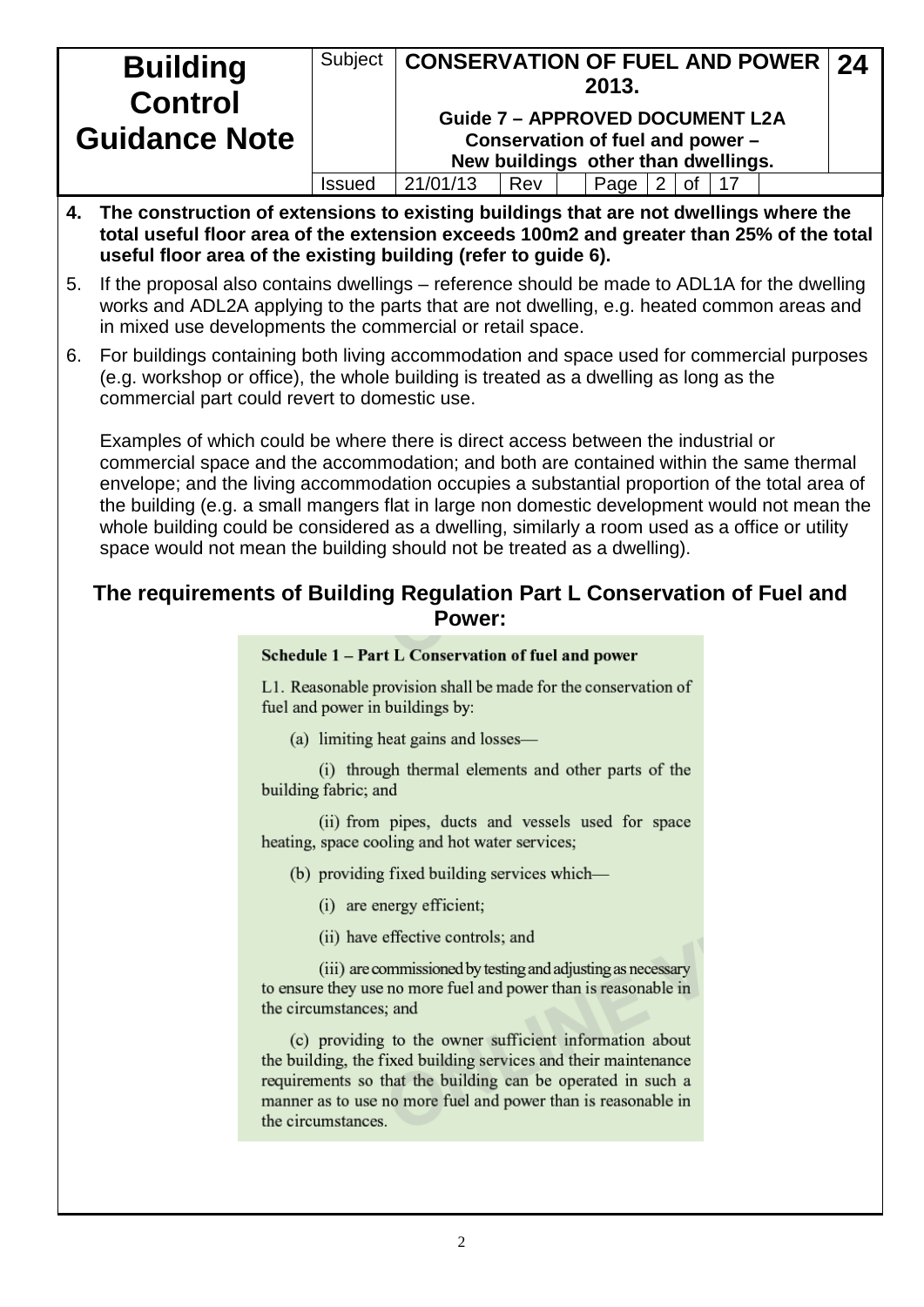4. **The construction of extensions to existing buildings that are not dwellings where the total useful floor area of the extension exceeds 100m2 and greater than 25% of the total useful floor area of the existing building (refer to guide 6).**
5. If the proposal also contains dwellings – reference should be made to ADL1A for the dwelling works and ADL2A applying to the parts that are not dwelling, e.g. heated common areas and in mixed use developments the commercial or retail space.
6. For buildings containing both living accommodation and space used for commercial purposes (e.g. workshop or office), the whole building is treated as a dwelling as long as the commercial part could revert to domestic use.

   Examples of which could be where there is direct access between the industrial or commercial space and the accommodation; and both are contained within the same thermal envelope; and the living accommodation occupies a substantial proportion of the total area of the building (e.g. a small mangers flat in large non domestic development would not mean the whole building could be considered as a dwelling, similarly a room used as a office or utility space would not mean the building should not be treated as a dwelling).

## The requirements of Building Regulation Part L Conservation of Fuel and Power:

**Schedule 1 – Part L Conservation of fuel and power**

L1. Reasonable provision shall be made for the conservation of fuel and power in buildings by:

(a) limiting heat gains and losses—

(i) through thermal elements and other parts of the building fabric; and

(ii) from pipes, ducts and vessels used for space heating, space cooling and hot water services;

(b) providing fixed building services which—

(i) are energy efficient;

(ii) have effective controls; and

(iii) are commissioned by testing and adjusting as necessary to ensure they use no more fuel and power than is reasonable in the circumstances; and

(c) providing to the owner sufficient information about the building, the fixed building services and their maintenance requirements so that the building can be operated in such a manner as to use no more fuel and power than is reasonable in the circumstances.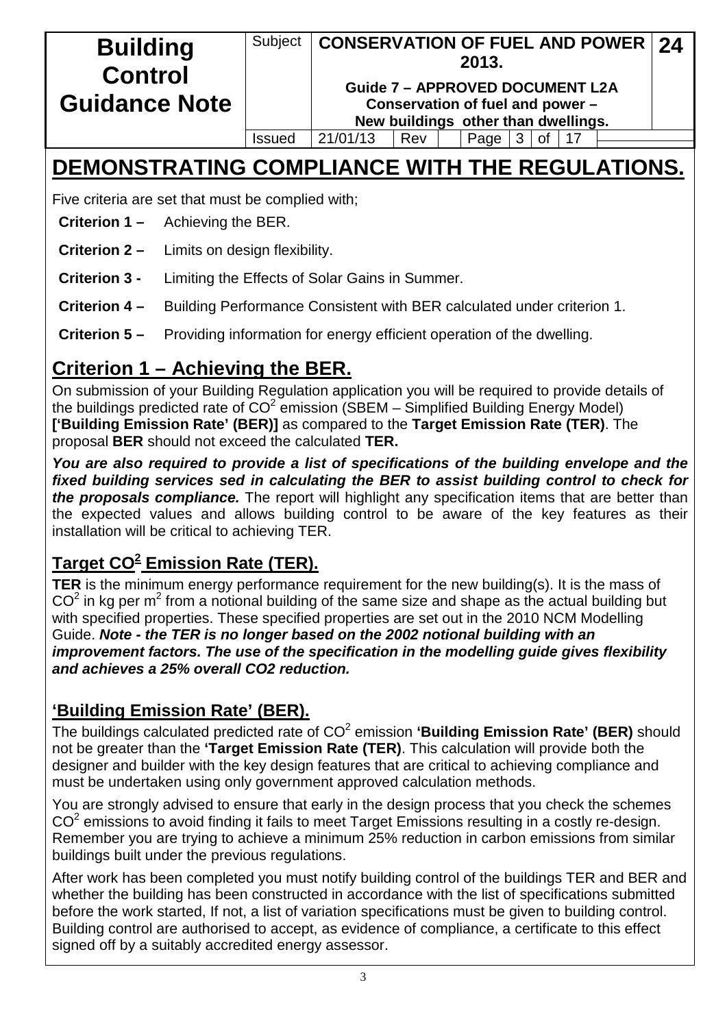# DEMONSTRATING COMPLIANCE WITH THE REGULATIONS.

Five criteria are set that must be complied with;

**Criterion 1 –** Achieving the BER.

**Criterion 2 –** Limits on design flexibility.

**Criterion 3 -** Limiting the Effects of Solar Gains in Summer.

**Criterion 4 –** Building Performance Consistent with BER calculated under criterion 1.

**Criterion 5 –** Providing information for energy efficient operation of the dwelling.

## Criterion 1 – Achieving the BER.

On submission of your Building Regulation application you will be required to provide details of the buildings predicted rate of $CO^2$ emission (SBEM – Simplified Building Energy Model) **['Building Emission Rate' (BER)]** as compared to the **Target Emission Rate (TER)**. The proposal **BER** should not exceed the calculated **TER.**

***You are also required to provide a list of specifications of the building envelope and the fixed building services sed in calculating the BER to assist building control to check for the proposals compliance.*** The report will highlight any specification items that are better than the expected values and allows building control to be aware of the key features as their installation will be critical to achieving TER.

### Target $CO^2$ Emission Rate (TER).

**TER** is the minimum energy performance requirement for the new building(s). It is the mass of $CO^2$ in kg per $m^2$ from a notional building of the same size and shape as the actual building but with specified properties. These specified properties are set out in the 2010 NCM Modelling Guide. ***Note - the TER is no longer based on the 2002 notional building with an improvement factors. The use of the specification in the modelling guide gives flexibility and achieves a 25% overall CO2 reduction.***

### 'Building Emission Rate' (BER).

The buildings calculated predicted rate of $CO^2$ emission **'Building Emission Rate' (BER)** should not be greater than the **'Target Emission Rate (TER)**. This calculation will provide both the designer and builder with the key design features that are critical to achieving compliance and must be undertaken using only government approved calculation methods.

You are strongly advised to ensure that early in the design process that you check the schemes $CO^2$ emissions to avoid finding it fails to meet Target Emissions resulting in a costly re-design. Remember you are trying to achieve a minimum 25% reduction in carbon emissions from similar buildings built under the previous regulations.

After work has been completed you must notify building control of the buildings TER and BER and whether the building has been constructed in accordance with the list of specifications submitted before the work started, If not, a list of variation specifications must be given to building control. Building control are authorised to accept, as evidence of compliance, a certificate to this effect signed off by a suitably accredited energy assessor.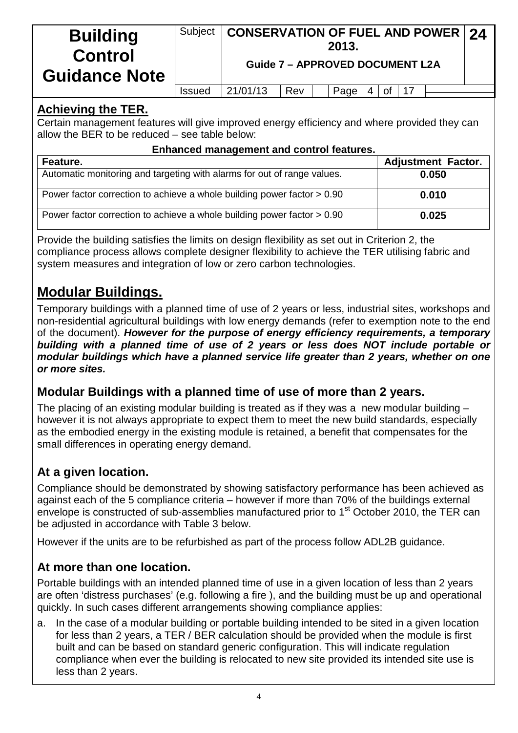## Achieving the TER.

Certain management features will give improved energy efficiency and where provided they can allow the BER to be reduced – see table below:

**Enhanced management and control features.**

| Feature. | Adjustment Factor. |
|---|---|
| Automatic monitoring and targeting with alarms for out of range values. | **0.050** |
| Power factor correction to achieve a whole building power factor > 0.90 | **0.010** |
| Power factor correction to achieve a whole building power factor > 0.90 | **0.025** |

Provide the building satisfies the limits on design flexibility as set out in Criterion 2, the compliance process allows complete designer flexibility to achieve the TER utilising fabric and system measures and integration of low or zero carbon technologies.

# Modular Buildings.

Temporary buildings with a planned time of use of 2 years or less, industrial sites, workshops and non-residential agricultural buildings with low energy demands (refer to exemption note to the end of the document). ***However for the purpose of energy efficiency requirements, a temporary building with a planned time of use of 2 years or less does NOT include portable or modular buildings which have a planned service life greater than 2 years, whether on one or more sites.***

## Modular Buildings with a planned time of use of more than 2 years.

The placing of an existing modular building is treated as if they was a new modular building – however it is not always appropriate to expect them to meet the new build standards, especially as the embodied energy in the existing module is retained, a benefit that compensates for the small differences in operating energy demand.

## At a given location.

Compliance should be demonstrated by showing satisfactory performance has been achieved as against each of the 5 compliance criteria – however if more than 70% of the buildings external envelope is constructed of sub-assemblies manufactured prior to 1st October 2010, the TER can be adjusted in accordance with Table 3 below.

However if the units are to be refurbished as part of the process follow ADL2B guidance.

## At more than one location.

Portable buildings with an intended planned time of use in a given location of less than 2 years are often 'distress purchases' (e.g. following a fire ), and the building must be up and operational quickly. In such cases different arrangements showing compliance applies:

a. In the case of a modular building or portable building intended to be sited in a given location for less than 2 years, a TER / BER calculation should be provided when the module is first built and can be based on standard generic configuration. This will indicate regulation compliance when ever the building is relocated to new site provided its intended site use is less than 2 years.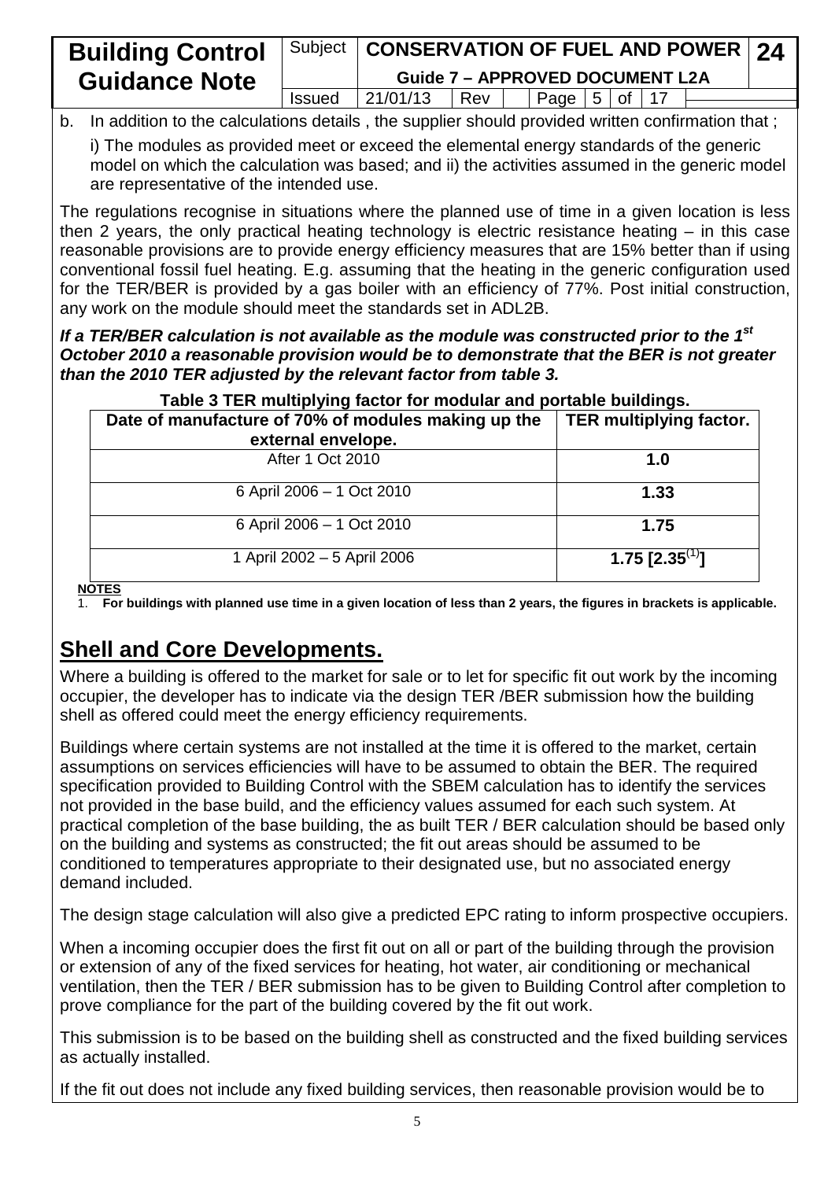b. In addition to the calculations details , the supplier should provided written confirmation that ;

i) The modules as provided meet or exceed the elemental energy standards of the generic model on which the calculation was based; and ii) the activities assumed in the generic model are representative of the intended use.

The regulations recognise in situations where the planned use of time in a given location is less then 2 years, the only practical heating technology is electric resistance heating – in this case reasonable provisions are to provide energy efficiency measures that are 15% better than if using conventional fossil fuel heating. E.g. assuming that the heating in the generic configuration used for the TER/BER is provided by a gas boiler with an efficiency of 77%. Post initial construction, any work on the module should meet the standards set in ADL2B.

***If a TER/BER calculation is not available as the module was constructed prior to the 1st October 2010 a reasonable provision would be to demonstrate that the BER is not greater than the 2010 TER adjusted by the relevant factor from table 3.***

**Table 3 TER multiplying factor for modular and portable buildings.**

| Date of manufacture of 70% of modules making up the external envelope. | TER multiplying factor. |
|---|---|
| After 1 Oct 2010 | **1.0** |
| 6 April 2006 – 1 Oct 2010 | **1.33** |
| 6 April 2006 – 1 Oct 2010 | **1.75** |
| 1 April 2002 – 5 April 2006 | **1.75 [2.35(1)]** |

**NOTES**

1. **For buildings with planned use time in a given location of less than 2 years, the figures in brackets is applicable.**

## Shell and Core Developments.

Where a building is offered to the market for sale or to let for specific fit out work by the incoming occupier, the developer has to indicate via the design TER /BER submission how the building shell as offered could meet the energy efficiency requirements.

Buildings where certain systems are not installed at the time it is offered to the market, certain assumptions on services efficiencies will have to be assumed to obtain the BER. The required specification provided to Building Control with the SBEM calculation has to identify the services not provided in the base build, and the efficiency values assumed for each such system. At practical completion of the base building, the as built TER / BER calculation should be based only on the building and systems as constructed; the fit out areas should be assumed to be conditioned to temperatures appropriate to their designated use, but no associated energy demand included.

The design stage calculation will also give a predicted EPC rating to inform prospective occupiers.

When a incoming occupier does the first fit out on all or part of the building through the provision or extension of any of the fixed services for heating, hot water, air conditioning or mechanical ventilation, then the TER / BER submission has to be given to Building Control after completion to prove compliance for the part of the building covered by the fit out work.

This submission is to be based on the building shell as constructed and the fixed building services as actually installed.

If the fit out does not include any fixed building services, then reasonable provision would be to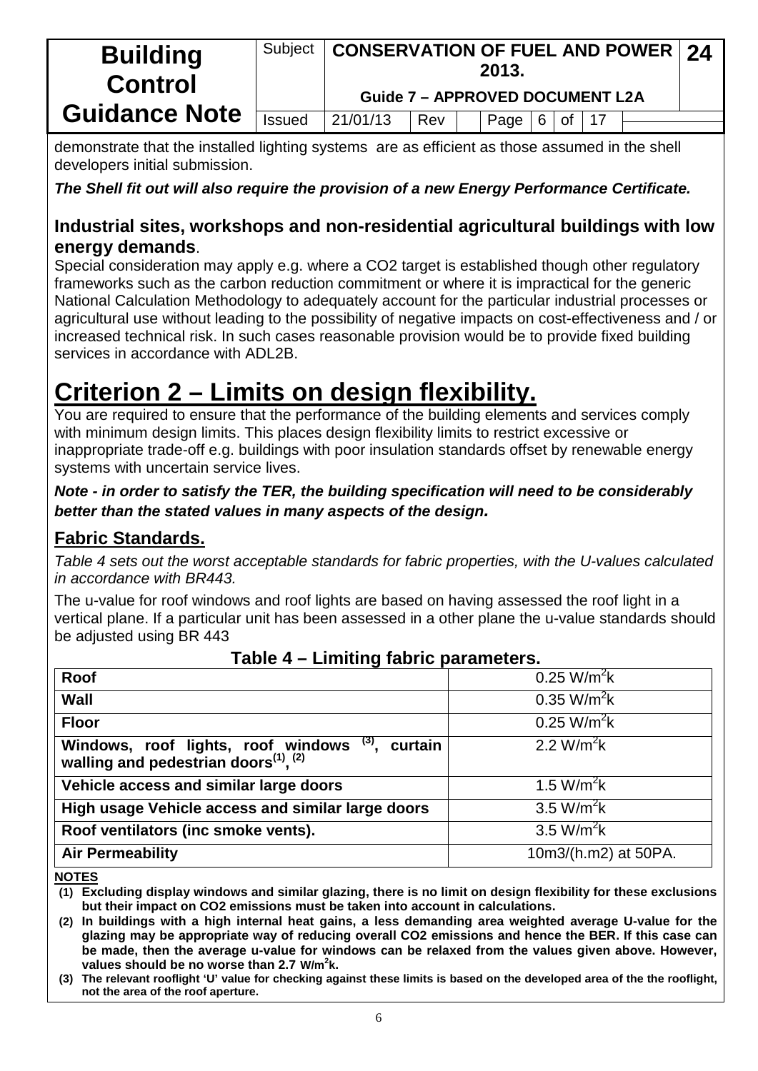demonstrate that the installed lighting systems are as efficient as those assumed in the shell developers initial submission.

***The Shell fit out will also require the provision of a new Energy Performance Certificate.***

### Industrial sites, workshops and non-residential agricultural buildings with low energy demands.

Special consideration may apply e.g. where a CO2 target is established though other regulatory frameworks such as the carbon reduction commitment or where it is impractical for the generic National Calculation Methodology to adequately account for the particular industrial processes or agricultural use without leading to the possibility of negative impacts on cost-effectiveness and / or increased technical risk. In such cases reasonable provision would be to provide fixed building services in accordance with ADL2B.

# Criterion 2 – Limits on design flexibility.

You are required to ensure that the performance of the building elements and services comply with minimum design limits. This places design flexibility limits to restrict excessive or inappropriate trade-off e.g. buildings with poor insulation standards offset by renewable energy systems with uncertain service lives.

***Note - in order to satisfy the TER, the building specification will need to be considerably better than the stated values in many aspects of the design.***

## Fabric Standards.

*Table 4 sets out the worst acceptable standards for fabric properties, with the U-values calculated in accordance with BR443.*

The u-value for roof windows and roof lights are based on having assessed the roof light in a vertical plane. If a particular unit has been assessed in a other plane the u-value standards should be adjusted using BR 443

**Table 4 – Limiting fabric parameters.**

| | |
|---|---|
| **Roof** | 0.25 $W/m^2k$ |
| **Wall** | 0.35 $W/m^2k$ |
| **Floor** | 0.25 $W/m^2k$ |
| **Windows, roof lights, roof windows [(3)], curtain walling and pedestrian doors[(1)], [(2)]** | 2.2 $W/m^2k$ |
| **Vehicle access and similar large doors** | 1.5 $W/m^2k$ |
| **High usage Vehicle access and similar large doors** | 3.5 $W/m^2k$ |
| **Roof ventilators (inc smoke vents).** | 3.5 $W/m^2k$ |
| **Air Permeability** | 10m3/(h.m2) at 50PA. |

**NOTES**

1. **Excluding display windows and similar glazing, there is no limit on design flexibility for these exclusions but their impact on CO2 emissions must be taken into account in calculations.**
2. **In buildings with a high internal heat gains, a less demanding area weighted average U-value for the glazing may be appropriate way of reducing overall CO2 emissions and hence the BER. If this case can be made, then the average u-value for windows can be relaxed from the values given above. However, values should be no worse than 2.7 $W/m^2k$.**
3. **The relevant rooflight 'U' value for checking against these limits is based on the developed area of the the rooflight, not the area of the roof aperture.**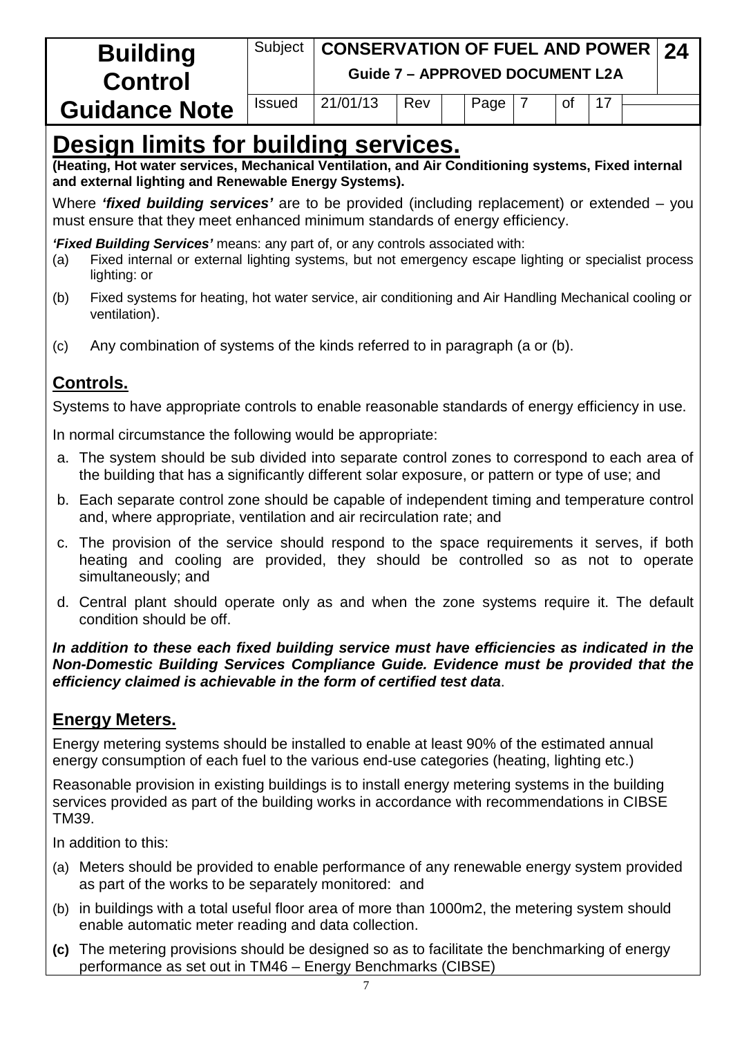# Design limits for building services.

**(Heating, Hot water services, Mechanical Ventilation, and Air Conditioning systems, Fixed internal and external lighting and Renewable Energy Systems).**

Where ***'fixed building services'*** are to be provided (including replacement) or extended – you must ensure that they meet enhanced minimum standards of energy efficiency.

***'Fixed Building Services'*** means: any part of, or any controls associated with:

(a) Fixed internal or external lighting systems, but not emergency escape lighting or specialist process lighting: or

(b) Fixed systems for heating, hot water service, air conditioning and Air Handling Mechanical cooling or ventilation).

(c) Any combination of systems of the kinds referred to in paragraph (a or (b).

## Controls.

Systems to have appropriate controls to enable reasonable standards of energy efficiency in use.

In normal circumstance the following would be appropriate:

a. The system should be sub divided into separate control zones to correspond to each area of the building that has a significantly different solar exposure, or pattern or type of use; and

b. Each separate control zone should be capable of independent timing and temperature control and, where appropriate, ventilation and air recirculation rate; and

c. The provision of the service should respond to the space requirements it serves, if both heating and cooling are provided, they should be controlled so as not to operate simultaneously; and

d. Central plant should operate only as and when the zone systems require it. The default condition should be off.

***In addition to these each fixed building service must have efficiencies as indicated in the Non-Domestic Building Services Compliance Guide. Evidence must be provided that the efficiency claimed is achievable in the form of certified test data***.

## Energy Meters.

Energy metering systems should be installed to enable at least 90% of the estimated annual energy consumption of each fuel to the various end-use categories (heating, lighting etc.)

Reasonable provision in existing buildings is to install energy metering systems in the building services provided as part of the building works in accordance with recommendations in CIBSE TM39.

In addition to this:

(a) Meters should be provided to enable performance of any renewable energy system provided as part of the works to be separately monitored: and

(b) in buildings with a total useful floor area of more than 1000m2, the metering system should enable automatic meter reading and data collection.

**(c)** The metering provisions should be designed so as to facilitate the benchmarking of energy performance as set out in TM46 – Energy Benchmarks (CIBSE)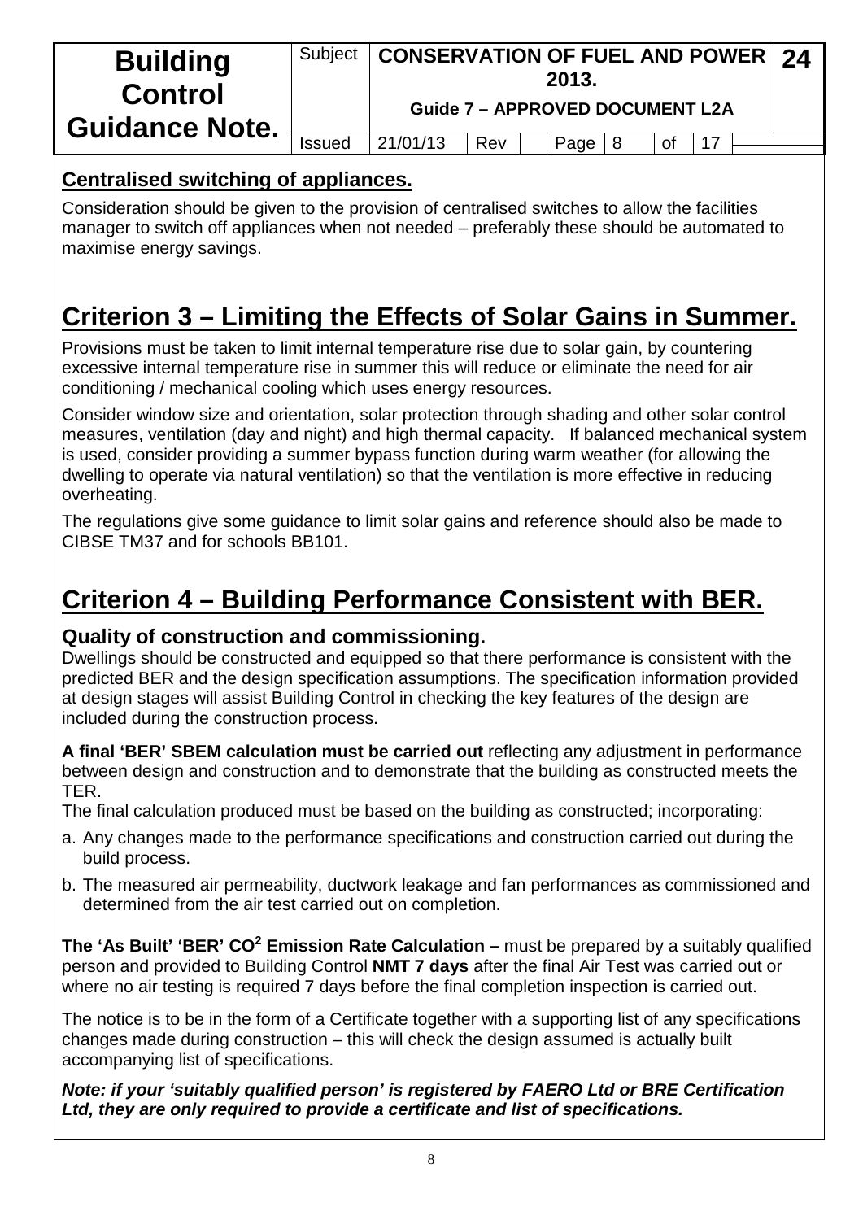## Centralised switching of appliances.

Consideration should be given to the provision of centralised switches to allow the facilities manager to switch off appliances when not needed – preferably these should be automated to maximise energy savings.

# Criterion 3 – Limiting the Effects of Solar Gains in Summer.

Provisions must be taken to limit internal temperature rise due to solar gain, by countering excessive internal temperature rise in summer this will reduce or eliminate the need for air conditioning / mechanical cooling which uses energy resources.

Consider window size and orientation, solar protection through shading and other solar control measures, ventilation (day and night) and high thermal capacity. If balanced mechanical system is used, consider providing a summer bypass function during warm weather (for allowing the dwelling to operate via natural ventilation) so that the ventilation is more effective in reducing overheating.

The regulations give some guidance to limit solar gains and reference should also be made to CIBSE TM37 and for schools BB101.

# Criterion 4 – Building Performance Consistent with BER.

### Quality of construction and commissioning.

Dwellings should be constructed and equipped so that there performance is consistent with the predicted BER and the design specification assumptions. The specification information provided at design stages will assist Building Control in checking the key features of the design are included during the construction process.

**A final 'BER' SBEM calculation must be carried out** reflecting any adjustment in performance between design and construction and to demonstrate that the building as constructed meets the TER.

The final calculation produced must be based on the building as constructed; incorporating:

a. Any changes made to the performance specifications and construction carried out during the build process.
b. The measured air permeability, ductwork leakage and fan performances as commissioned and determined from the air test carried out on completion.

**The 'As Built' 'BER' $CO^2$ Emission Rate Calculation –** must be prepared by a suitably qualified person and provided to Building Control **NMT 7 days** after the final Air Test was carried out or where no air testing is required 7 days before the final completion inspection is carried out.

The notice is to be in the form of a Certificate together with a supporting list of any specifications changes made during construction – this will check the design assumed is actually built accompanying list of specifications.

***Note: if your 'suitably qualified person' is registered by FAERO Ltd or BRE Certification Ltd, they are only required to provide a certificate and list of specifications.***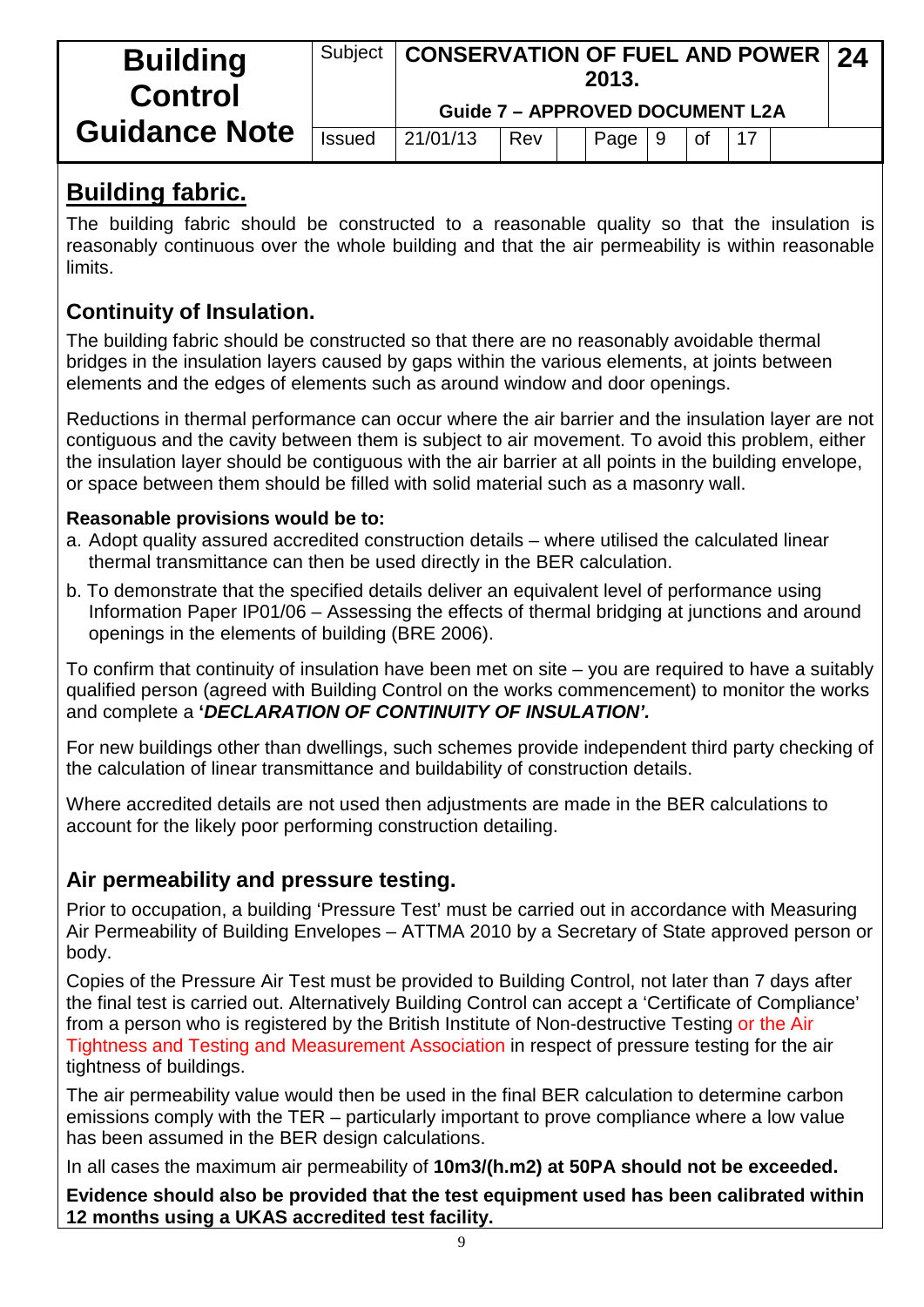## Building fabric.

The building fabric should be constructed to a reasonable quality so that the insulation is reasonably continuous over the whole building and that the air permeability is within reasonable limits.

### Continuity of Insulation.

The building fabric should be constructed so that there are no reasonably avoidable thermal bridges in the insulation layers caused by gaps within the various elements, at joints between elements and the edges of elements such as around window and door openings.

Reductions in thermal performance can occur where the air barrier and the insulation layer are not contiguous and the cavity between them is subject to air movement. To avoid this problem, either the insulation layer should be contiguous with the air barrier at all points in the building envelope, or space between them should be filled with solid material such as a masonry wall.

**Reasonable provisions would be to:**

a. Adopt quality assured accredited construction details – where utilised the calculated linear thermal transmittance can then be used directly in the BER calculation.

b. To demonstrate that the specified details deliver an equivalent level of performance using Information Paper IP01/06 – Assessing the effects of thermal bridging at junctions and around openings in the elements of building (BRE 2006).

To confirm that continuity of insulation have been met on site – you are required to have a suitably qualified person (agreed with Building Control on the works commencement) to monitor the works and complete a **'*DECLARATION OF CONTINUITY OF INSULATION'.***

For new buildings other than dwellings, such schemes provide independent third party checking of the calculation of linear transmittance and buildability of construction details.

Where accredited details are not used then adjustments are made in the BER calculations to account for the likely poor performing construction detailing.

### Air permeability and pressure testing.

Prior to occupation, a building 'Pressure Test' must be carried out in accordance with Measuring Air Permeability of Building Envelopes – ATTMA 2010 by a Secretary of State approved person or body.

Copies of the Pressure Air Test must be provided to Building Control, not later than 7 days after the final test is carried out. Alternatively Building Control can accept a 'Certificate of Compliance' from a person who is registered by the British Institute of Non-destructive Testing or the Air Tightness and Testing and Measurement Association in respect of pressure testing for the air tightness of buildings.

The air permeability value would then be used in the final BER calculation to determine carbon emissions comply with the TER – particularly important to prove compliance where a low value has been assumed in the BER design calculations.

In all cases the maximum air permeability of **10m3/(h.m2) at 50PA should not be exceeded.**

**Evidence should also be provided that the test equipment used has been calibrated within 12 months using a UKAS accredited test facility.**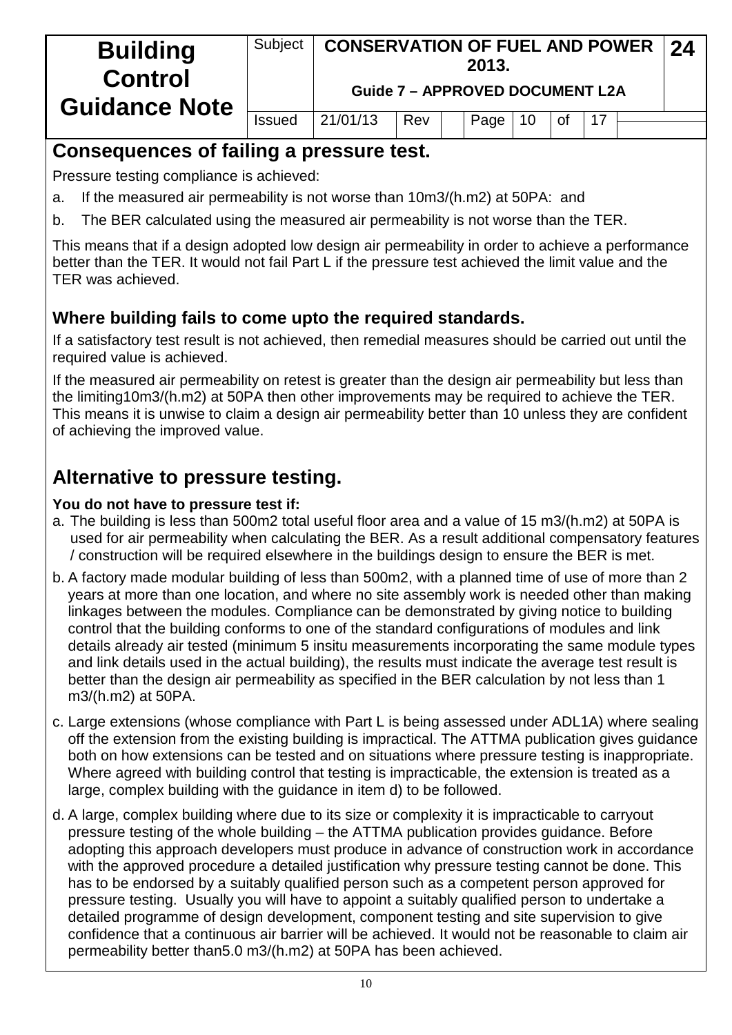## Consequences of failing a pressure test.

Pressure testing compliance is achieved:

a. If the measured air permeability is not worse than 10m3/(h.m2) at 50PA: and
b. The BER calculated using the measured air permeability is not worse than the TER.

This means that if a design adopted low design air permeability in order to achieve a performance better than the TER. It would not fail Part L if the pressure test achieved the limit value and the TER was achieved.

### Where building fails to come upto the required standards.

If a satisfactory test result is not achieved, then remedial measures should be carried out until the required value is achieved.

If the measured air permeability on retest is greater than the design air permeability but less than the limiting10m3/(h.m2) at 50PA then other improvements may be required to achieve the TER. This means it is unwise to claim a design air permeability better than 10 unless they are confident of achieving the improved value.

## Alternative to pressure testing.

**You do not have to pressure test if:**

a. The building is less than 500m2 total useful floor area and a value of 15 m3/(h.m2) at 50PA is used for air permeability when calculating the BER. As a result additional compensatory features / construction will be required elsewhere in the buildings design to ensure the BER is met.

b. A factory made modular building of less than 500m2, with a planned time of use of more than 2 years at more than one location, and where no site assembly work is needed other than making linkages between the modules. Compliance can be demonstrated by giving notice to building control that the building conforms to one of the standard configurations of modules and link details already air tested (minimum 5 insitu measurements incorporating the same module types and link details used in the actual building), the results must indicate the average test result is better than the design air permeability as specified in the BER calculation by not less than 1 m3/(h.m2) at 50PA.

c. Large extensions (whose compliance with Part L is being assessed under ADL1A) where sealing off the extension from the existing building is impractical. The ATTMA publication gives guidance both on how extensions can be tested and on situations where pressure testing is inappropriate. Where agreed with building control that testing is impracticable, the extension is treated as a large, complex building with the guidance in item d) to be followed.

d. A large, complex building where due to its size or complexity it is impracticable to carryout pressure testing of the whole building – the ATTMA publication provides guidance. Before adopting this approach developers must produce in advance of construction work in accordance with the approved procedure a detailed justification why pressure testing cannot be done. This has to be endorsed by a suitably qualified person such as a competent person approved for pressure testing. Usually you will have to appoint a suitably qualified person to undertake a detailed programme of design development, component testing and site supervision to give confidence that a continuous air barrier will be achieved. It would not be reasonable to claim air permeability better than5.0 m3/(h.m2) at 50PA has been achieved.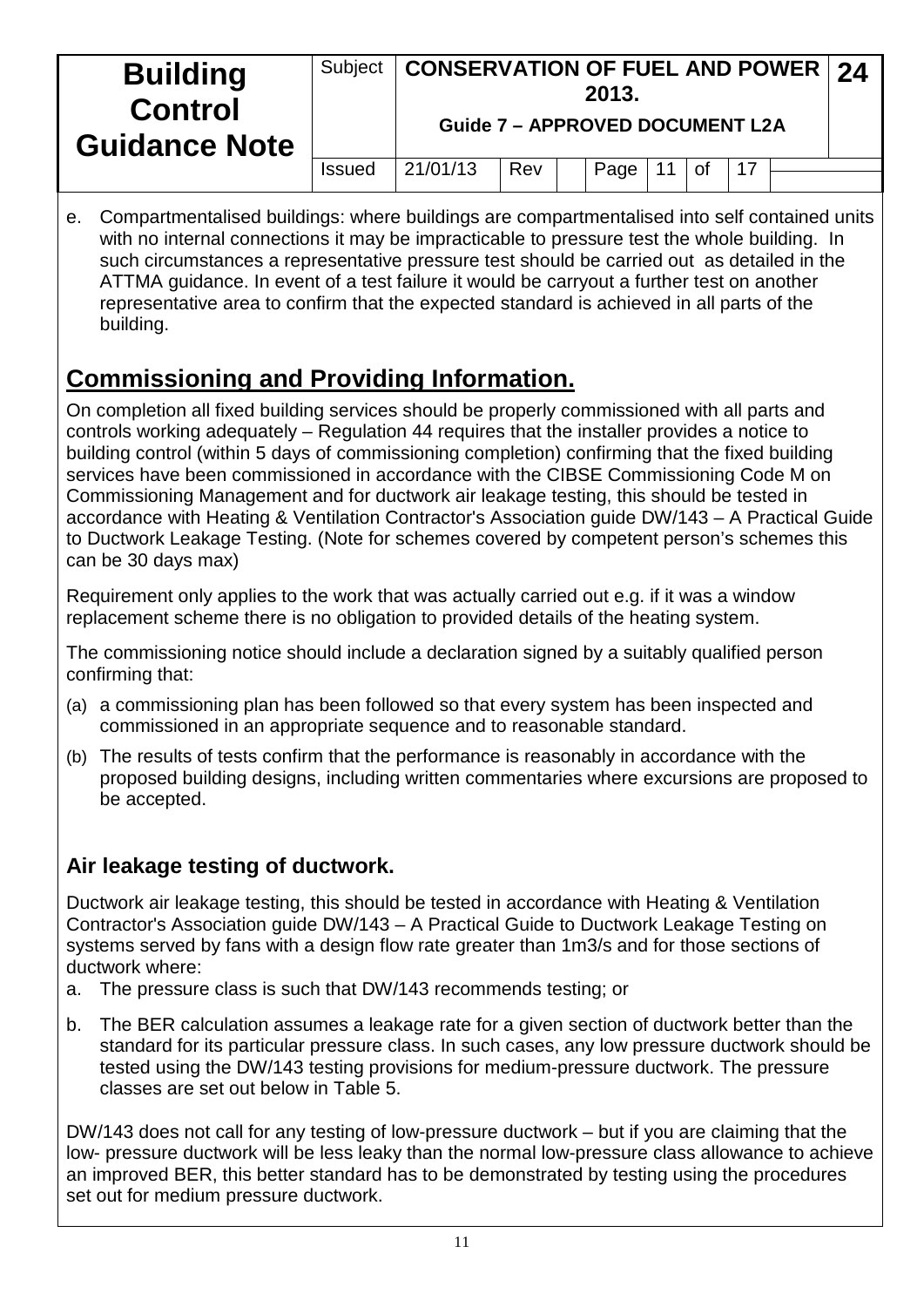e. Compartmentalised buildings: where buildings are compartmentalised into self contained units with no internal connections it may be impracticable to pressure test the whole building. In such circumstances a representative pressure test should be carried out as detailed in the ATTMA guidance. In event of a test failure it would be carryout a further test on another representative area to confirm that the expected standard is achieved in all parts of the building.

## Commissioning and Providing Information.

On completion all fixed building services should be properly commissioned with all parts and controls working adequately – Regulation 44 requires that the installer provides a notice to building control (within 5 days of commissioning completion) confirming that the fixed building services have been commissioned in accordance with the CIBSE Commissioning Code M on Commissioning Management and for ductwork air leakage testing, this should be tested in accordance with Heating & Ventilation Contractor's Association guide DW/143 – A Practical Guide to Ductwork Leakage Testing. (Note for schemes covered by competent person's schemes this can be 30 days max)

Requirement only applies to the work that was actually carried out e.g. if it was a window replacement scheme there is no obligation to provided details of the heating system.

The commissioning notice should include a declaration signed by a suitably qualified person confirming that:

(a) a commissioning plan has been followed so that every system has been inspected and commissioned in an appropriate sequence and to reasonable standard.

(b) The results of tests confirm that the performance is reasonably in accordance with the proposed building designs, including written commentaries where excursions are proposed to be accepted.

### Air leakage testing of ductwork.

Ductwork air leakage testing, this should be tested in accordance with Heating & Ventilation Contractor's Association guide DW/143 – A Practical Guide to Ductwork Leakage Testing on systems served by fans with a design flow rate greater than 1m3/s and for those sections of ductwork where:

a. The pressure class is such that DW/143 recommends testing; or

b. The BER calculation assumes a leakage rate for a given section of ductwork better than the standard for its particular pressure class. In such cases, any low pressure ductwork should be tested using the DW/143 testing provisions for medium-pressure ductwork. The pressure classes are set out below in Table 5.

DW/143 does not call for any testing of low-pressure ductwork – but if you are claiming that the low- pressure ductwork will be less leaky than the normal low-pressure class allowance to achieve an improved BER, this better standard has to be demonstrated by testing using the procedures set out for medium pressure ductwork.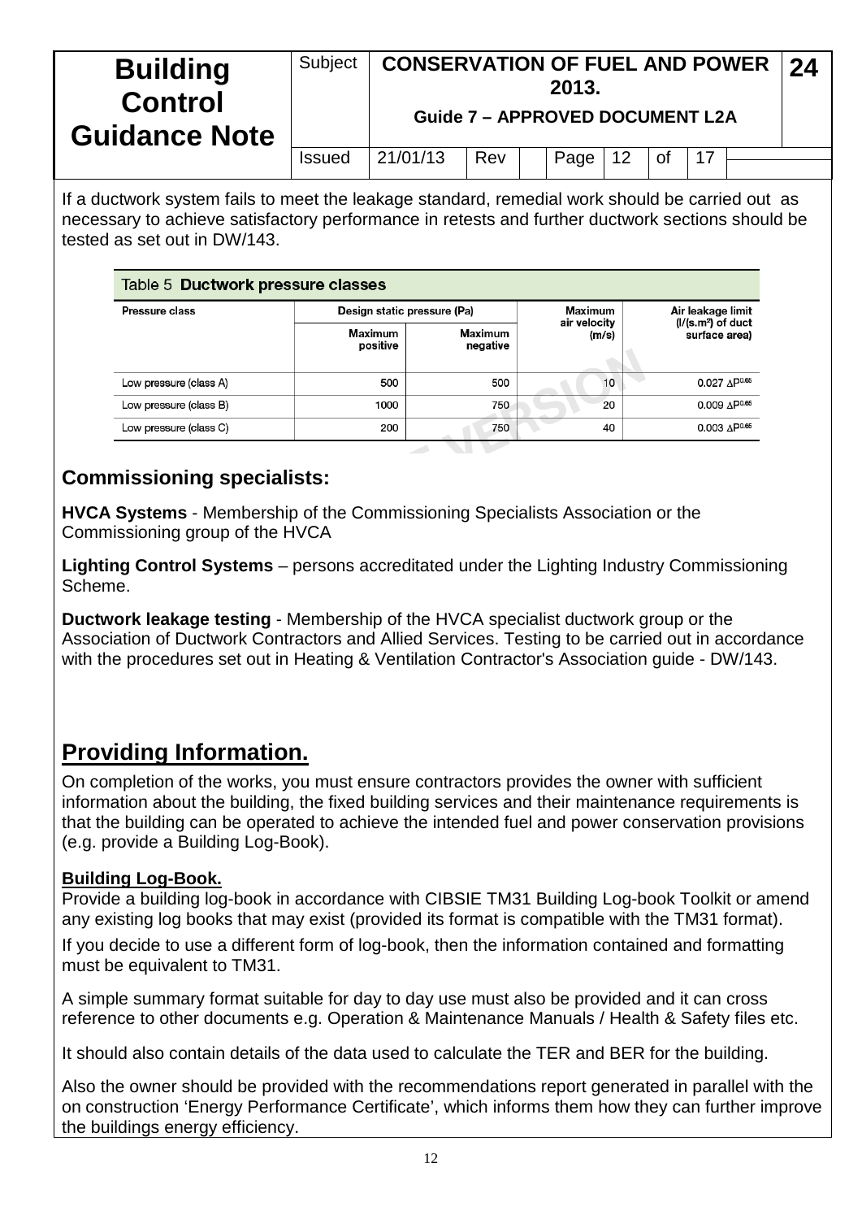If a ductwork system fails to meet the leakage standard, remedial work should be carried out as necessary to achieve satisfactory performance in retests and further ductwork sections should be tested as set out in DW/143.

Table 5 **Ductwork pressure classes**

| Pressure class | Design static pressure (Pa) | | Maximum air velocity (m/s) | Air leakage limit (l/(s.m²) of duct surface area) |
|---|---|---|---|---|
| | Maximum positive | Maximum negative | | |
| Low pressure (class A) | 500 | 500 | 10 | $0.027\ \Delta P^{0.65}$ |
| Low pressure (class B) | 1000 | 750 | 20 | $0.009\ \Delta P^{0.65}$ |
| Low pressure (class C) | 200 | 750 | 40 | $0.003\ \Delta P^{0.65}$ |

## Commissioning specialists:

**HVCA Systems** - Membership of the Commissioning Specialists Association or the Commissioning group of the HVCA

**Lighting Control Systems** – persons accreditated under the Lighting Industry Commissioning Scheme.

**Ductwork leakage testing** - Membership of the HVCA specialist ductwork group or the Association of Ductwork Contractors and Allied Services. Testing to be carried out in accordance with the procedures set out in Heating & Ventilation Contractor's Association guide - DW/143.

## Providing Information.

On completion of the works, you must ensure contractors provides the owner with sufficient information about the building, the fixed building services and their maintenance requirements is that the building can be operated to achieve the intended fuel and power conservation provisions (e.g. provide a Building Log-Book).

### Building Log-Book.

Provide a building log-book in accordance with CIBSIE TM31 Building Log-book Toolkit or amend any existing log books that may exist (provided its format is compatible with the TM31 format).

If you decide to use a different form of log-book, then the information contained and formatting must be equivalent to TM31.

A simple summary format suitable for day to day use must also be provided and it can cross reference to other documents e.g. Operation & Maintenance Manuals / Health & Safety files etc.

It should also contain details of the data used to calculate the TER and BER for the building.

Also the owner should be provided with the recommendations report generated in parallel with the on construction 'Energy Performance Certificate', which informs them how they can further improve the buildings energy efficiency.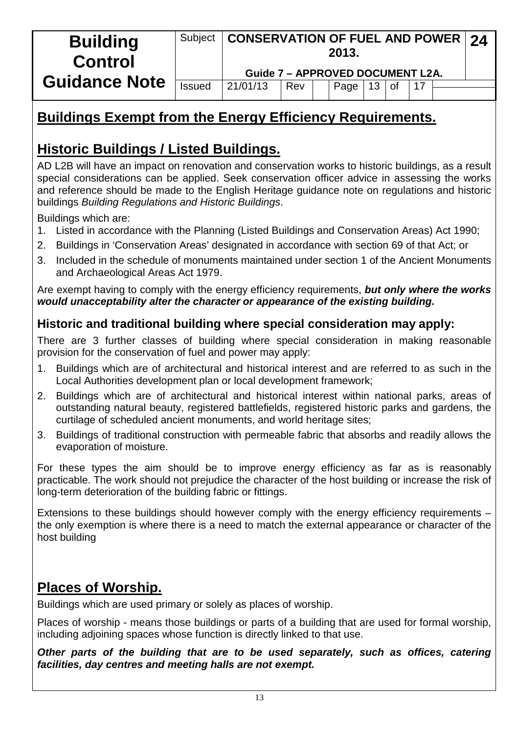## Buildings Exempt from the Energy Efficiency Requirements.

## Historic Buildings / Listed Buildings.

AD L2B will have an impact on renovation and conservation works to historic buildings, as a result special considerations can be applied. Seek conservation officer advice in assessing the works and reference should be made to the English Heritage guidance note on regulations and historic buildings *Building Regulations and Historic Buildings*.

Buildings which are:

1. Listed in accordance with the Planning (Listed Buildings and Conservation Areas) Act 1990;
2. Buildings in 'Conservation Areas' designated in accordance with section 69 of that Act; or
3. Included in the schedule of monuments maintained under section 1 of the Ancient Monuments and Archaeological Areas Act 1979.

Are exempt having to comply with the energy efficiency requirements, ***but only where the works would unacceptability alter the character or appearance of the existing building.***

### Historic and traditional building where special consideration may apply:

There are 3 further classes of building where special consideration in making reasonable provision for the conservation of fuel and power may apply:

1. Buildings which are of architectural and historical interest and are referred to as such in the Local Authorities development plan or local development framework;
2. Buildings which are of architectural and historical interest within national parks, areas of outstanding natural beauty, registered battlefields, registered historic parks and gardens, the curtilage of scheduled ancient monuments, and world heritage sites;
3. Buildings of traditional construction with permeable fabric that absorbs and readily allows the evaporation of moisture.

For these types the aim should be to improve energy efficiency as far as is reasonably practicable. The work should not prejudice the character of the host building or increase the risk of long-term deterioration of the building fabric or fittings.

Extensions to these buildings should however comply with the energy efficiency requirements – the only exemption is where there is a need to match the external appearance or character of the host building

## Places of Worship.

Buildings which are used primary or solely as places of worship.

Places of worship - means those buildings or parts of a building that are used for formal worship, including adjoining spaces whose function is directly linked to that use.

***Other parts of the building that are to be used separately, such as offices, catering facilities, day centres and meeting halls are not exempt.***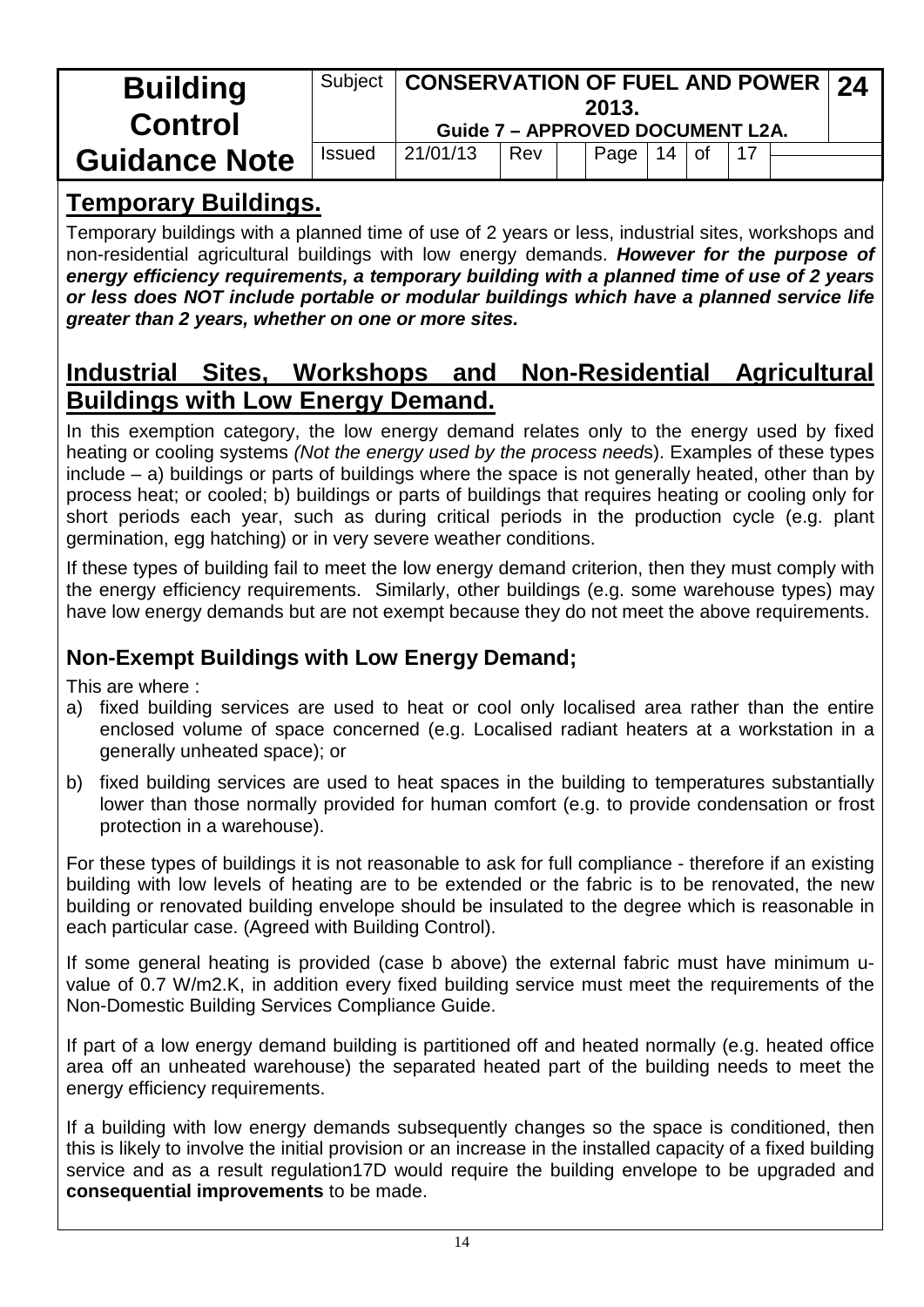## Temporary Buildings.

Temporary buildings with a planned time of use of 2 years or less, industrial sites, workshops and non-residential agricultural buildings with low energy demands. ***However for the purpose of energy efficiency requirements, a temporary building with a planned time of use of 2 years or less does NOT include portable or modular buildings which have a planned service life greater than 2 years, whether on one or more sites.***

## Industrial Sites, Workshops and Non-Residential Agricultural Buildings with Low Energy Demand.

In this exemption category, the low energy demand relates only to the energy used by fixed heating or cooling systems *(Not the energy used by the process need*s). Examples of these types include – a) buildings or parts of buildings where the space is not generally heated, other than by process heat; or cooled; b) buildings or parts of buildings that requires heating or cooling only for short periods each year, such as during critical periods in the production cycle (e.g. plant germination, egg hatching) or in very severe weather conditions.

If these types of building fail to meet the low energy demand criterion, then they must comply with the energy efficiency requirements. Similarly, other buildings (e.g. some warehouse types) may have low energy demands but are not exempt because they do not meet the above requirements.

### Non-Exempt Buildings with Low Energy Demand;

This are where :

a) fixed building services are used to heat or cool only localised area rather than the entire enclosed volume of space concerned (e.g. Localised radiant heaters at a workstation in a generally unheated space); or

b) fixed building services are used to heat spaces in the building to temperatures substantially lower than those normally provided for human comfort (e.g. to provide condensation or frost protection in a warehouse).

For these types of buildings it is not reasonable to ask for full compliance - therefore if an existing building with low levels of heating are to be extended or the fabric is to be renovated, the new building or renovated building envelope should be insulated to the degree which is reasonable in each particular case. (Agreed with Building Control).

If some general heating is provided (case b above) the external fabric must have minimum u-value of 0.7 W/m2.K, in addition every fixed building service must meet the requirements of the Non-Domestic Building Services Compliance Guide.

If part of a low energy demand building is partitioned off and heated normally (e.g. heated office area off an unheated warehouse) the separated heated part of the building needs to meet the energy efficiency requirements.

If a building with low energy demands subsequently changes so the space is conditioned, then this is likely to involve the initial provision or an increase in the installed capacity of a fixed building service and as a result regulation17D would require the building envelope to be upgraded and **consequential improvements** to be made.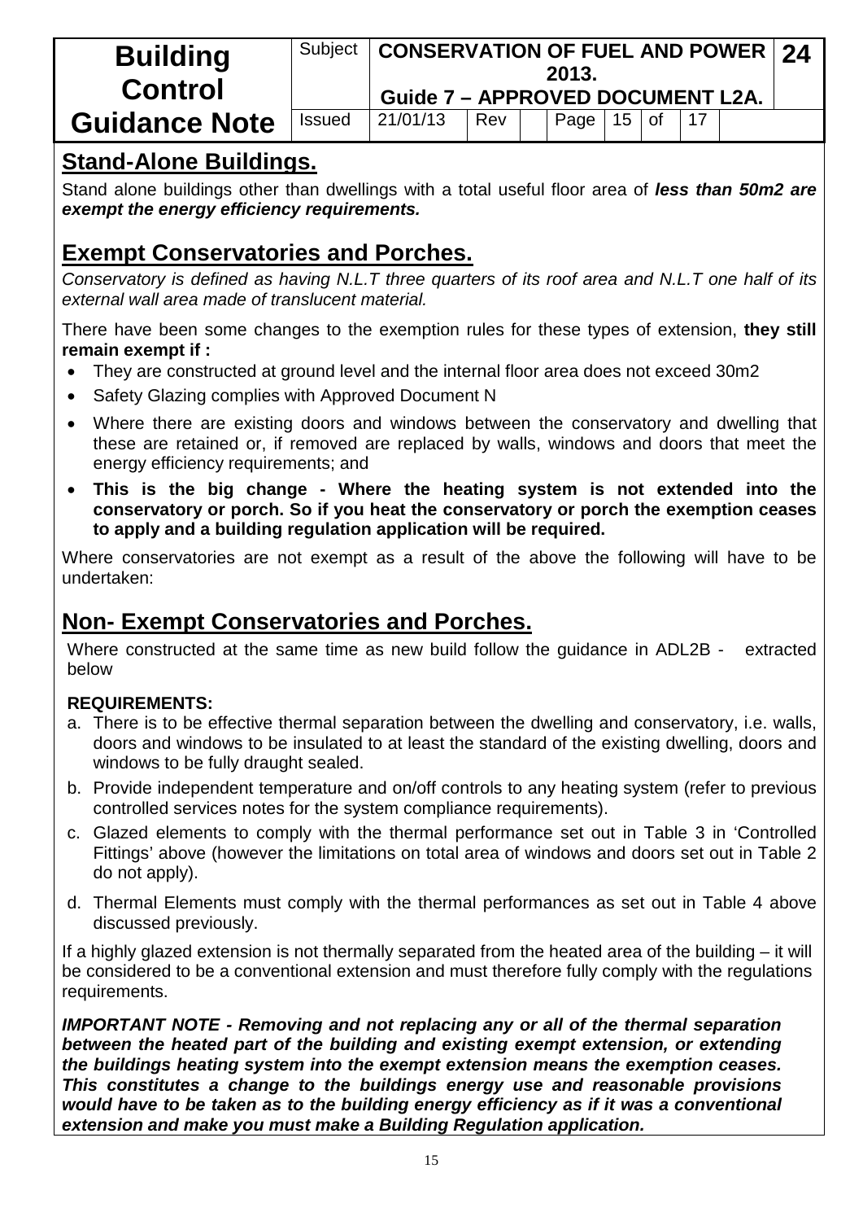## Stand-Alone Buildings.

Stand alone buildings other than dwellings with a total useful floor area of ***less than 50m2 are exempt the energy efficiency requirements.***

## Exempt Conservatories and Porches.

*Conservatory is defined as having N.L.T three quarters of its roof area and N.L.T one half of its external wall area made of translucent material.*

There have been some changes to the exemption rules for these types of extension, **they still remain exempt if :**

- They are constructed at ground level and the internal floor area does not exceed 30m2
- Safety Glazing complies with Approved Document N
- Where there are existing doors and windows between the conservatory and dwelling that these are retained or, if removed are replaced by walls, windows and doors that meet the energy efficiency requirements; and
- **This is the big change - Where the heating system is not extended into the conservatory or porch. So if you heat the conservatory or porch the exemption ceases to apply and a building regulation application will be required.**

Where conservatories are not exempt as a result of the above the following will have to be undertaken:

## Non- Exempt Conservatories and Porches.

Where constructed at the same time as new build follow the guidance in ADL2B - extracted below

**REQUIREMENTS:**

a. There is to be effective thermal separation between the dwelling and conservatory, i.e. walls, doors and windows to be insulated to at least the standard of the existing dwelling, doors and windows to be fully draught sealed.
b. Provide independent temperature and on/off controls to any heating system (refer to previous controlled services notes for the system compliance requirements).
c. Glazed elements to comply with the thermal performance set out in Table 3 in 'Controlled Fittings' above (however the limitations on total area of windows and doors set out in Table 2 do not apply).
d. Thermal Elements must comply with the thermal performances as set out in Table 4 above discussed previously.

If a highly glazed extension is not thermally separated from the heated area of the building – it will be considered to be a conventional extension and must therefore fully comply with the regulations requirements.

***IMPORTANT NOTE - Removing and not replacing any or all of the thermal separation between the heated part of the building and existing exempt extension, or extending the buildings heating system into the exempt extension means the exemption ceases. This constitutes a change to the buildings energy use and reasonable provisions would have to be taken as to the building energy efficiency as if it was a conventional extension and make you must make a Building Regulation application.***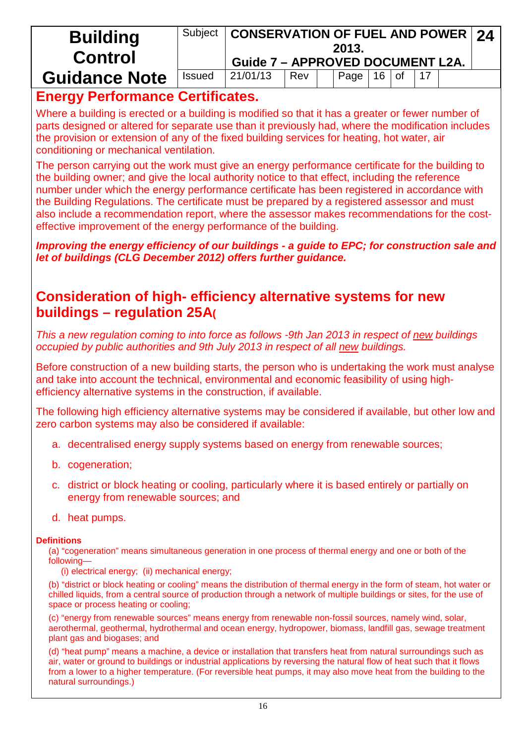## Energy Performance Certificates.

Where a building is erected or a building is modified so that it has a greater or fewer number of parts designed or altered for separate use than it previously had, where the modification includes the provision or extension of any of the fixed building services for heating, hot water, air conditioning or mechanical ventilation.

The person carrying out the work must give an energy performance certificate for the building to the building owner; and give the local authority notice to that effect, including the reference number under which the energy performance certificate has been registered in accordance with the Building Regulations. The certificate must be prepared by a registered assessor and must also include a recommendation report, where the assessor makes recommendations for the cost-effective improvement of the energy performance of the building.

***Improving the energy efficiency of our buildings - a guide to EPC; for construction sale and let of buildings (CLG December 2012) offers further guidance.***

## Consideration of high- efficiency alternative systems for new buildings – regulation 25A(

*This a new regulation coming to into force as follows -9th Jan 2013 in respect of new buildings occupied by public authorities and 9th July 2013 in respect of all new buildings.*

Before construction of a new building starts, the person who is undertaking the work must analyse and take into account the technical, environmental and economic feasibility of using high-efficiency alternative systems in the construction, if available.

The following high efficiency alternative systems may be considered if available, but other low and zero carbon systems may also be considered if available:

a. decentralised energy supply systems based on energy from renewable sources;
b. cogeneration;
c. district or block heating or cooling, particularly where it is based entirely or partially on energy from renewable sources; and
d. heat pumps.

**Definitions**

(a) "cogeneration" means simultaneous generation in one process of thermal energy and one or both of the following—

(i) electrical energy; (ii) mechanical energy;

(b) "district or block heating or cooling" means the distribution of thermal energy in the form of steam, hot water or chilled liquids, from a central source of production through a network of multiple buildings or sites, for the use of space or process heating or cooling;

(c) "energy from renewable sources" means energy from renewable non-fossil sources, namely wind, solar, aerothermal, geothermal, hydrothermal and ocean energy, hydropower, biomass, landfill gas, sewage treatment plant gas and biogases; and

(d) "heat pump" means a machine, a device or installation that transfers heat from natural surroundings such as air, water or ground to buildings or industrial applications by reversing the natural flow of heat such that it flows from a lower to a higher temperature. (For reversible heat pumps, it may also move heat from the building to the natural surroundings.)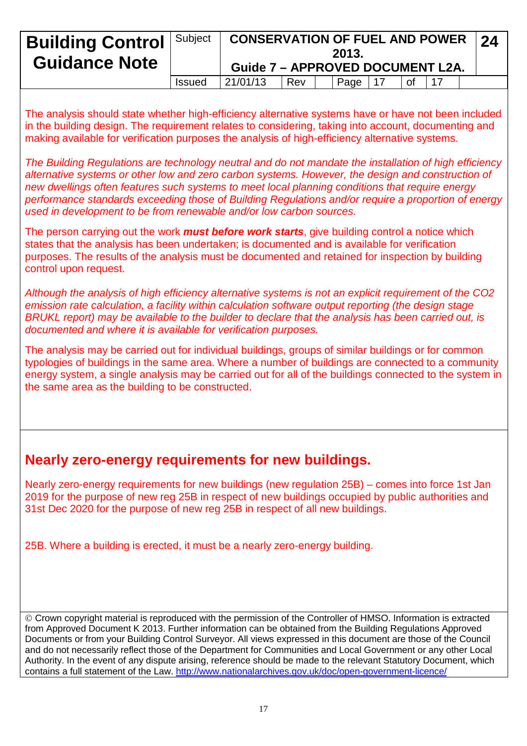The analysis should state whether high-efficiency alternative systems have or have not been included in the building design. The requirement relates to considering, taking into account, documenting and making available for verification purposes the analysis of high-efficiency alternative systems.

*The Building Regulations are technology neutral and do not mandate the installation of high efficiency alternative systems or other low and zero carbon systems. However, the design and construction of new dwellings often features such systems to meet local planning conditions that require energy performance standards exceeding those of Building Regulations and/or require a proportion of energy used in development to be from renewable and/or low carbon sources.*

The person carrying out the work ***must before work starts***, give building control a notice which states that the analysis has been undertaken; is documented and is available for verification purposes. The results of the analysis must be documented and retained for inspection by building control upon request.

*Although the analysis of high efficiency alternative systems is not an explicit requirement of the CO2 emission rate calculation, a facility within calculation software output reporting (the design stage BRUKL report) may be available to the builder to declare that the analysis has been carried out, is documented and where it is available for verification purposes.*

The analysis may be carried out for individual buildings, groups of similar buildings or for common typologies of buildings in the same area. Where a number of buildings are connected to a community energy system, a single analysis may be carried out for all of the buildings connected to the system in the same area as the building to be constructed.

## Nearly zero-energy requirements for new buildings.

Nearly zero-energy requirements for new buildings (new regulation 25B) – comes into force 1st Jan 2019 for the purpose of new reg 25B in respect of new buildings occupied by public authorities and 31st Dec 2020 for the purpose of new reg 25B in respect of all new buildings.

25B. Where a building is erected, it must be a nearly zero-energy building.

© Crown copyright material is reproduced with the permission of the Controller of HMSO. Information is extracted from Approved Document K 2013. Further information can be obtained from the Building Regulations Approved Documents or from your Building Control Surveyor. All views expressed in this document are those of the Council and do not necessarily reflect those of the Department for Communities and Local Government or any other Local Authority. In the event of any dispute arising, reference should be made to the relevant Statutory Document, which contains a full statement of the Law. http://www.nationalarchives.gov.uk/doc/open-government-licence/